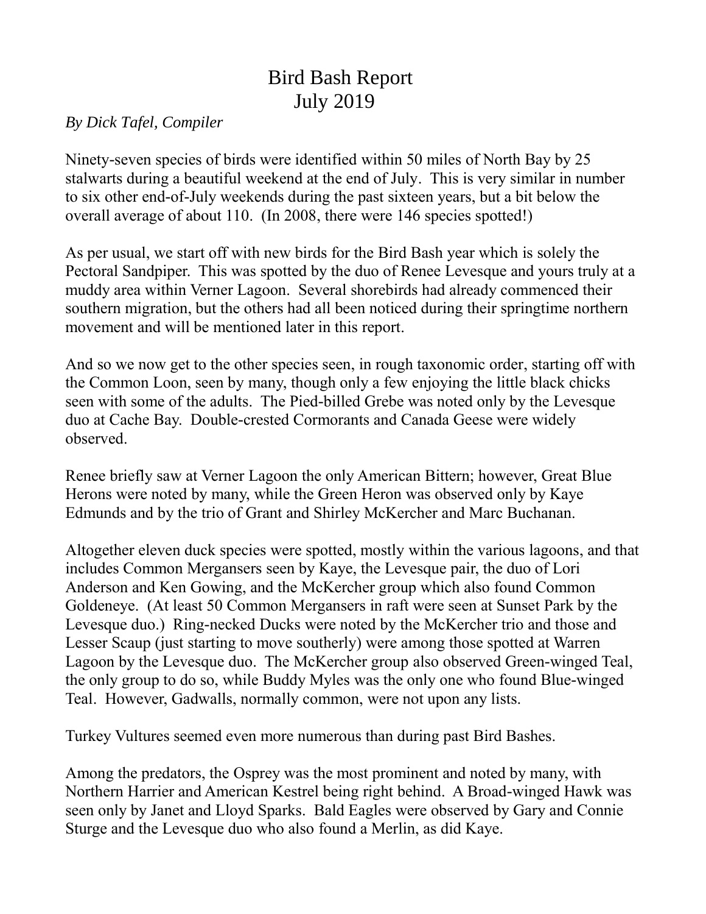# Bird Bash Report
# July 2019

*By Dick Tafel, Compiler*

Ninety-seven species of birds were identified within 50 miles of North Bay by 25 stalwarts during a beautiful weekend at the end of July. This is very similar in number to six other end-of-July weekends during the past sixteen years, but a bit below the overall average of about 110. (In 2008, there were 146 species spotted!)

As per usual, we start off with new birds for the Bird Bash year which is solely the Pectoral Sandpiper. This was spotted by the duo of Renee Levesque and yours truly at a muddy area within Verner Lagoon. Several shorebirds had already commenced their southern migration, but the others had all been noticed during their springtime northern movement and will be mentioned later in this report.

And so we now get to the other species seen, in rough taxonomic order, starting off with the Common Loon, seen by many, though only a few enjoying the little black chicks seen with some of the adults. The Pied-billed Grebe was noted only by the Levesque duo at Cache Bay. Double-crested Cormorants and Canada Geese were widely observed.

Renee briefly saw at Verner Lagoon the only American Bittern; however, Great Blue Herons were noted by many, while the Green Heron was observed only by Kaye Edmunds and by the trio of Grant and Shirley McKercher and Marc Buchanan.

Altogether eleven duck species were spotted, mostly within the various lagoons, and that includes Common Mergansers seen by Kaye, the Levesque pair, the duo of Lori Anderson and Ken Gowing, and the McKercher group which also found Common Goldeneye. (At least 50 Common Mergansers in raft were seen at Sunset Park by the Levesque duo.) Ring-necked Ducks were noted by the McKercher trio and those and Lesser Scaup (just starting to move southerly) were among those spotted at Warren Lagoon by the Levesque duo. The McKercher group also observed Green-winged Teal, the only group to do so, while Buddy Myles was the only one who found Blue-winged Teal. However, Gadwalls, normally common, were not upon any lists.

Turkey Vultures seemed even more numerous than during past Bird Bashes.

Among the predators, the Osprey was the most prominent and noted by many, with Northern Harrier and American Kestrel being right behind. A Broad-winged Hawk was seen only by Janet and Lloyd Sparks. Bald Eagles were observed by Gary and Connie Sturge and the Levesque duo who also found a Merlin, as did Kaye.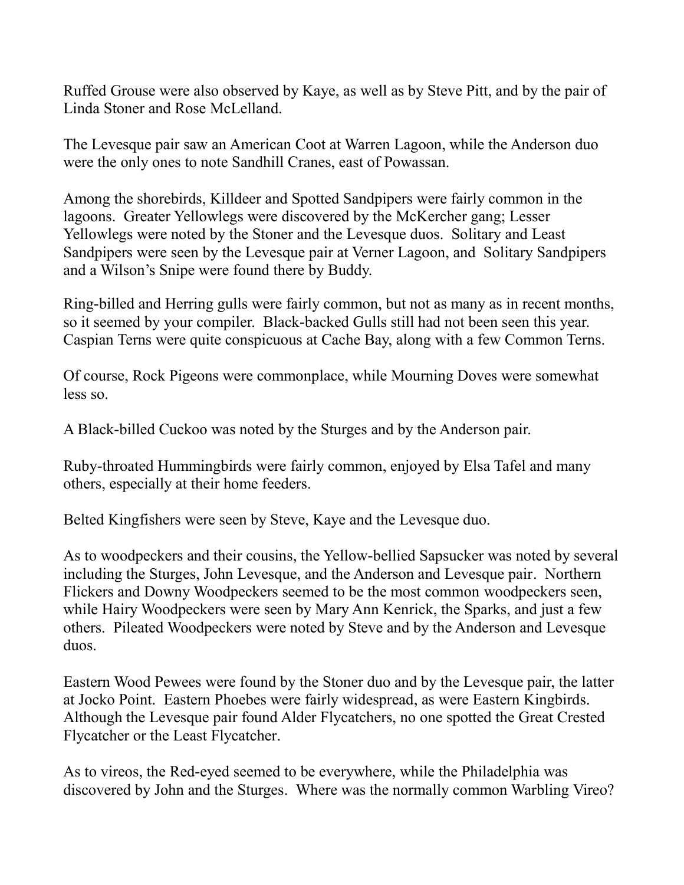Ruffed Grouse were also observed by Kaye, as well as by Steve Pitt, and by the pair of Linda Stoner and Rose McLelland.

The Levesque pair saw an American Coot at Warren Lagoon, while the Anderson duo were the only ones to note Sandhill Cranes, east of Powassan.

Among the shorebirds, Killdeer and Spotted Sandpipers were fairly common in the lagoons. Greater Yellowlegs were discovered by the McKercher gang; Lesser Yellowlegs were noted by the Stoner and the Levesque duos. Solitary and Least Sandpipers were seen by the Levesque pair at Verner Lagoon, and Solitary Sandpipers and a Wilson's Snipe were found there by Buddy.

Ring-billed and Herring gulls were fairly common, but not as many as in recent months, so it seemed by your compiler. Black-backed Gulls still had not been seen this year. Caspian Terns were quite conspicuous at Cache Bay, along with a few Common Terns.

Of course, Rock Pigeons were commonplace, while Mourning Doves were somewhat less so.

A Black-billed Cuckoo was noted by the Sturges and by the Anderson pair.

Ruby-throated Hummingbirds were fairly common, enjoyed by Elsa Tafel and many others, especially at their home feeders.

Belted Kingfishers were seen by Steve, Kaye and the Levesque duo.

As to woodpeckers and their cousins, the Yellow-bellied Sapsucker was noted by several including the Sturges, John Levesque, and the Anderson and Levesque pair. Northern Flickers and Downy Woodpeckers seemed to be the most common woodpeckers seen, while Hairy Woodpeckers were seen by Mary Ann Kenrick, the Sparks, and just a few others. Pileated Woodpeckers were noted by Steve and by the Anderson and Levesque duos.

Eastern Wood Pewees were found by the Stoner duo and by the Levesque pair, the latter at Jocko Point. Eastern Phoebes were fairly widespread, as were Eastern Kingbirds. Although the Levesque pair found Alder Flycatchers, no one spotted the Great Crested Flycatcher or the Least Flycatcher.

As to vireos, the Red-eyed seemed to be everywhere, while the Philadelphia was discovered by John and the Sturges. Where was the normally common Warbling Vireo?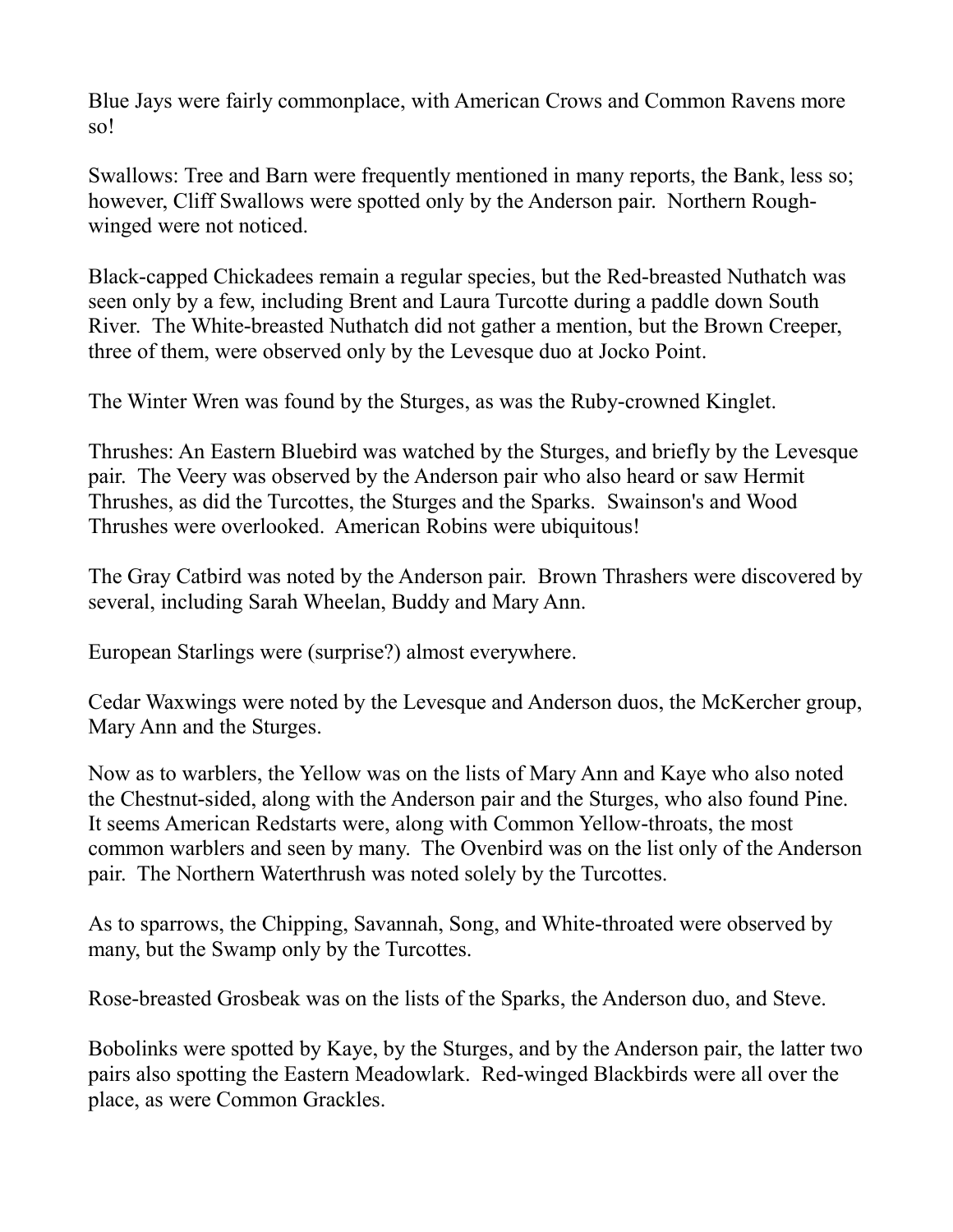Blue Jays were fairly commonplace, with American Crows and Common Ravens more so!

Swallows: Tree and Barn were frequently mentioned in many reports, the Bank, less so; however, Cliff Swallows were spotted only by the Anderson pair. Northern Rough-winged were not noticed.

Black-capped Chickadees remain a regular species, but the Red-breasted Nuthatch was seen only by a few, including Brent and Laura Turcotte during a paddle down South River. The White-breasted Nuthatch did not gather a mention, but the Brown Creeper, three of them, were observed only by the Levesque duo at Jocko Point.

The Winter Wren was found by the Sturges, as was the Ruby-crowned Kinglet.

Thrushes: An Eastern Bluebird was watched by the Sturges, and briefly by the Levesque pair. The Veery was observed by the Anderson pair who also heard or saw Hermit Thrushes, as did the Turcottes, the Sturges and the Sparks. Swainson's and Wood Thrushes were overlooked. American Robins were ubiquitous!

The Gray Catbird was noted by the Anderson pair. Brown Thrashers were discovered by several, including Sarah Wheelan, Buddy and Mary Ann.

European Starlings were (surprise?) almost everywhere.

Cedar Waxwings were noted by the Levesque and Anderson duos, the McKercher group, Mary Ann and the Sturges.

Now as to warblers, the Yellow was on the lists of Mary Ann and Kaye who also noted the Chestnut-sided, along with the Anderson pair and the Sturges, who also found Pine. It seems American Redstarts were, along with Common Yellow-throats, the most common warblers and seen by many. The Ovenbird was on the list only of the Anderson pair. The Northern Waterthrush was noted solely by the Turcottes.

As to sparrows, the Chipping, Savannah, Song, and White-throated were observed by many, but the Swamp only by the Turcottes.

Rose-breasted Grosbeak was on the lists of the Sparks, the Anderson duo, and Steve.

Bobolinks were spotted by Kaye, by the Sturges, and by the Anderson pair, the latter two pairs also spotting the Eastern Meadowlark. Red-winged Blackbirds were all over the place, as were Common Grackles.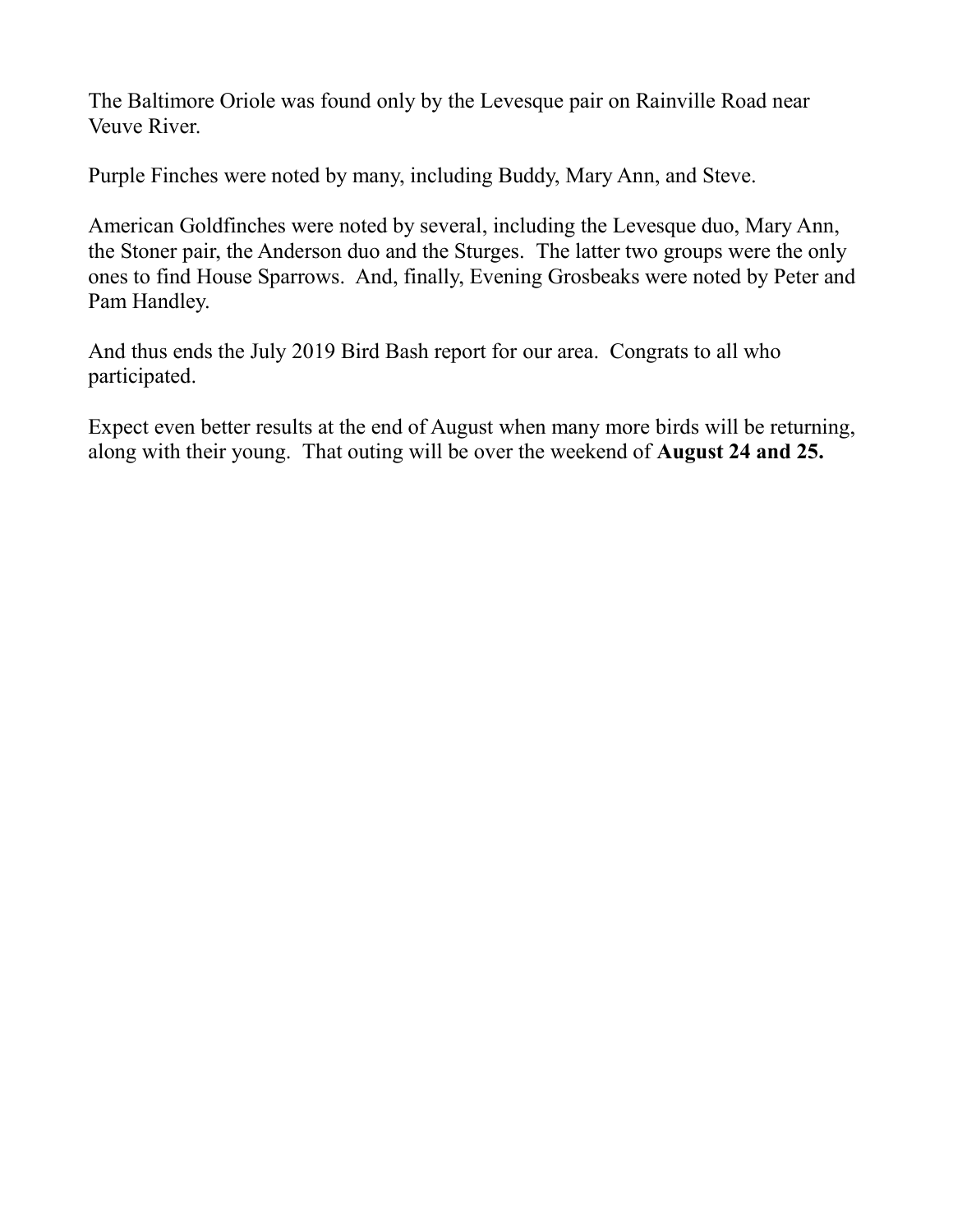The Baltimore Oriole was found only by the Levesque pair on Rainville Road near Veuve River.

Purple Finches were noted by many, including Buddy, Mary Ann, and Steve.

American Goldfinches were noted by several, including the Levesque duo, Mary Ann, the Stoner pair, the Anderson duo and the Sturges. The latter two groups were the only ones to find House Sparrows. And, finally, Evening Grosbeaks were noted by Peter and Pam Handley.

And thus ends the July 2019 Bird Bash report for our area. Congrats to all who participated.

Expect even better results at the end of August when many more birds will be returning, along with their young. That outing will be over the weekend of **August 24 and 25.**